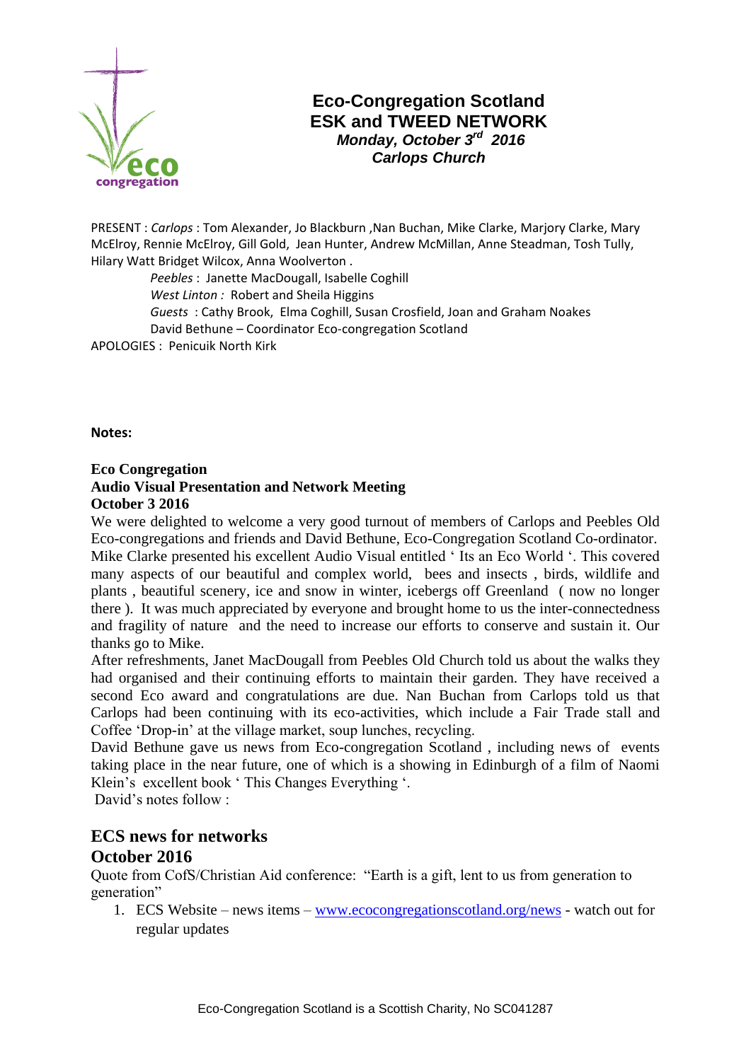# Eco-Congregation Scotland
# ESK and TWEED NETWORK

***Monday, October 3rd 2016***
***Carlops Church***

PRESENT : *Carlops* : Tom Alexander, Jo Blackburn ,Nan Buchan, Mike Clarke, Marjory Clarke, Mary McElroy, Rennie McElroy, Gill Gold, Jean Hunter, Andrew McMillan, Anne Steadman, Tosh Tully, Hilary Watt Bridget Wilcox, Anna Woolverton .

*Peebles* : Janette MacDougall, Isabelle Coghill
*West Linton :* Robert and Sheila Higgins
*Guests* : Cathy Brook, Elma Coghill, Susan Crosfield, Joan and Graham Noakes
David Bethune – Coordinator Eco-congregation Scotland

APOLOGIES : Penicuik North Kirk

**Notes:**

**Eco Congregation**
**Audio Visual Presentation and Network Meeting**
**October 3 2016**

We were delighted to welcome a very good turnout of members of Carlops and Peebles Old Eco-congregations and friends and David Bethune, Eco-Congregation Scotland Co-ordinator. Mike Clarke presented his excellent Audio Visual entitled ' Its an Eco World '. This covered many aspects of our beautiful and complex world, bees and insects , birds, wildlife and plants , beautiful scenery, ice and snow in winter, icebergs off Greenland ( now no longer there ). It was much appreciated by everyone and brought home to us the inter-connectedness and fragility of nature and the need to increase our efforts to conserve and sustain it. Our thanks go to Mike.

After refreshments, Janet MacDougall from Peebles Old Church told us about the walks they had organised and their continuing efforts to maintain their garden. They have received a second Eco award and congratulations are due. Nan Buchan from Carlops told us that Carlops had been continuing with its eco-activities, which include a Fair Trade stall and Coffee 'Drop-in' at the village market, soup lunches, recycling.

David Bethune gave us news from Eco-congregation Scotland , including news of events taking place in the near future, one of which is a showing in Edinburgh of a film of Naomi Klein's excellent book ' This Changes Everything '.

David's notes follow :

## ECS news for networks
## October 2016

Quote from CofS/Christian Aid conference: "Earth is a gift, lent to us from generation to generation"

1. ECS Website – news items – www.ecocongregationscotland.org/news - watch out for regular updates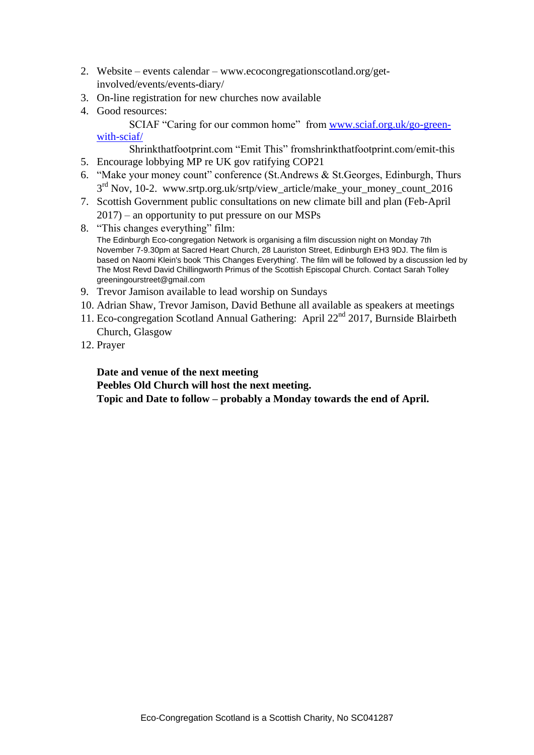2. Website – events calendar – www.ecocongregationscotland.org/get-involved/events/events-diary/
3. On-line registration for new churches now available
4. Good resources:

   SCIAF "Caring for our common home" from [www.sciaf.org.uk/go-green-with-sciaf/](www.sciaf.org.uk/go-green-with-sciaf/)

   Shrinkthatfootprint.com "Emit This" fromshrinkthatfootprint.com/emit-this
5. Encourage lobbying MP re UK gov ratifying COP21
6. "Make your money count" conference (St.Andrews & St.Georges, Edinburgh, Thurs 3rd Nov, 10-2. www.srtp.org.uk/srtp/view_article/make_your_money_count_2016
7. Scottish Government public consultations on new climate bill and plan (Feb-April 2017) – an opportunity to put pressure on our MSPs
8. "This changes everything" film:
   The Edinburgh Eco-congregation Network is organising a film discussion night on Monday 7th November 7-9.30pm at Sacred Heart Church, 28 Lauriston Street, Edinburgh EH3 9DJ. The film is based on Naomi Klein's book 'This Changes Everything'. The film will be followed by a discussion led by The Most Revd David Chillingworth Primus of the Scottish Episcopal Church. Contact Sarah Tolley greeningourstreet@gmail.com
9. Trevor Jamison available to lead worship on Sundays
10. Adrian Shaw, Trevor Jamison, David Bethune all available as speakers at meetings
11. Eco-congregation Scotland Annual Gathering: April 22nd 2017, Burnside Blairbeth Church, Glasgow
12. Prayer

**Date and venue of the next meeting**
**Peebles Old Church will host the next meeting.**
**Topic and Date to follow – probably a Monday towards the end of April.**

Eco-Congregation Scotland is a Scottish Charity, No SC041287